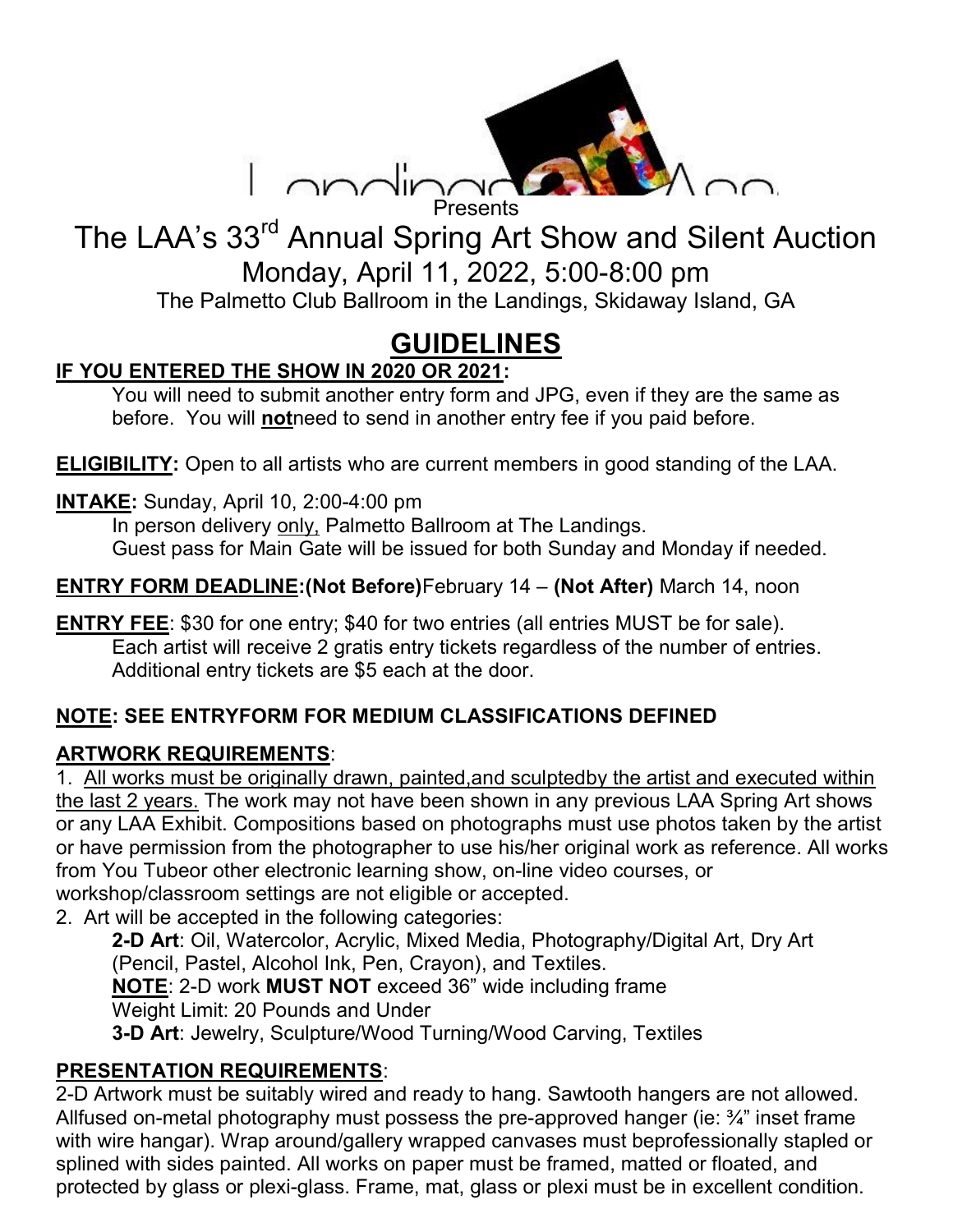Landings Art Assn.

Presents

# The LAA's 33rd Annual Spring Art Show and Silent Auction

Monday, April 11, 2022, 5:00-8:00 pm

The Palmetto Club Ballroom in the Landings, Skidaway Island, GA

## GUIDELINES

**IF YOU ENTERED THE SHOW IN 2020 OR 2021:**

You will need to submit another entry form and JPG, even if they are the same as before. You will **not**need to send in another entry fee if you paid before.

**ELIGIBILITY:** Open to all artists who are current members in good standing of the LAA.

**INTAKE:** Sunday, April 10, 2:00-4:00 pm

In person delivery only, Palmetto Ballroom at The Landings.
Guest pass for Main Gate will be issued for both Sunday and Monday if needed.

**ENTRY FORM DEADLINE:(Not Before)**February 14 – **(Not After)** March 14, noon

**ENTRY FEE**: $30 for one entry; $40 for two entries (all entries MUST be for sale).

Each artist will receive 2 gratis entry tickets regardless of the number of entries.
Additional entry tickets are $5 each at the door.

**NOTE: SEE ENTRYFORM FOR MEDIUM CLASSIFICATIONS DEFINED**

**ARTWORK REQUIREMENTS**:

1. All works must be originally drawn, painted,and sculptedby the artist and executed within the last 2 years. The work may not have been shown in any previous LAA Spring Art shows or any LAA Exhibit. Compositions based on photographs must use photos taken by the artist or have permission from the photographer to use his/her original work as reference. All works from You Tubeor other electronic learning show, on-line video courses, or workshop/classroom settings are not eligible or accepted.
2. Art will be accepted in the following categories:

   **2-D Art**: Oil, Watercolor, Acrylic, Mixed Media, Photography/Digital Art, Dry Art (Pencil, Pastel, Alcohol Ink, Pen, Crayon), and Textiles.
   **NOTE**: 2-D work **MUST NOT** exceed 36" wide including frame
   Weight Limit: 20 Pounds and Under
   **3-D Art**: Jewelry, Sculpture/Wood Turning/Wood Carving, Textiles

**PRESENTATION REQUIREMENTS**:

2-D Artwork must be suitably wired and ready to hang. Sawtooth hangers are not allowed. Allfused on-metal photography must possess the pre-approved hanger (ie: ¾" inset frame with wire hangar). Wrap around/gallery wrapped canvases must beprofessionally stapled or splined with sides painted. All works on paper must be framed, matted or floated, and protected by glass or plexi-glass. Frame, mat, glass or plexi must be in excellent condition.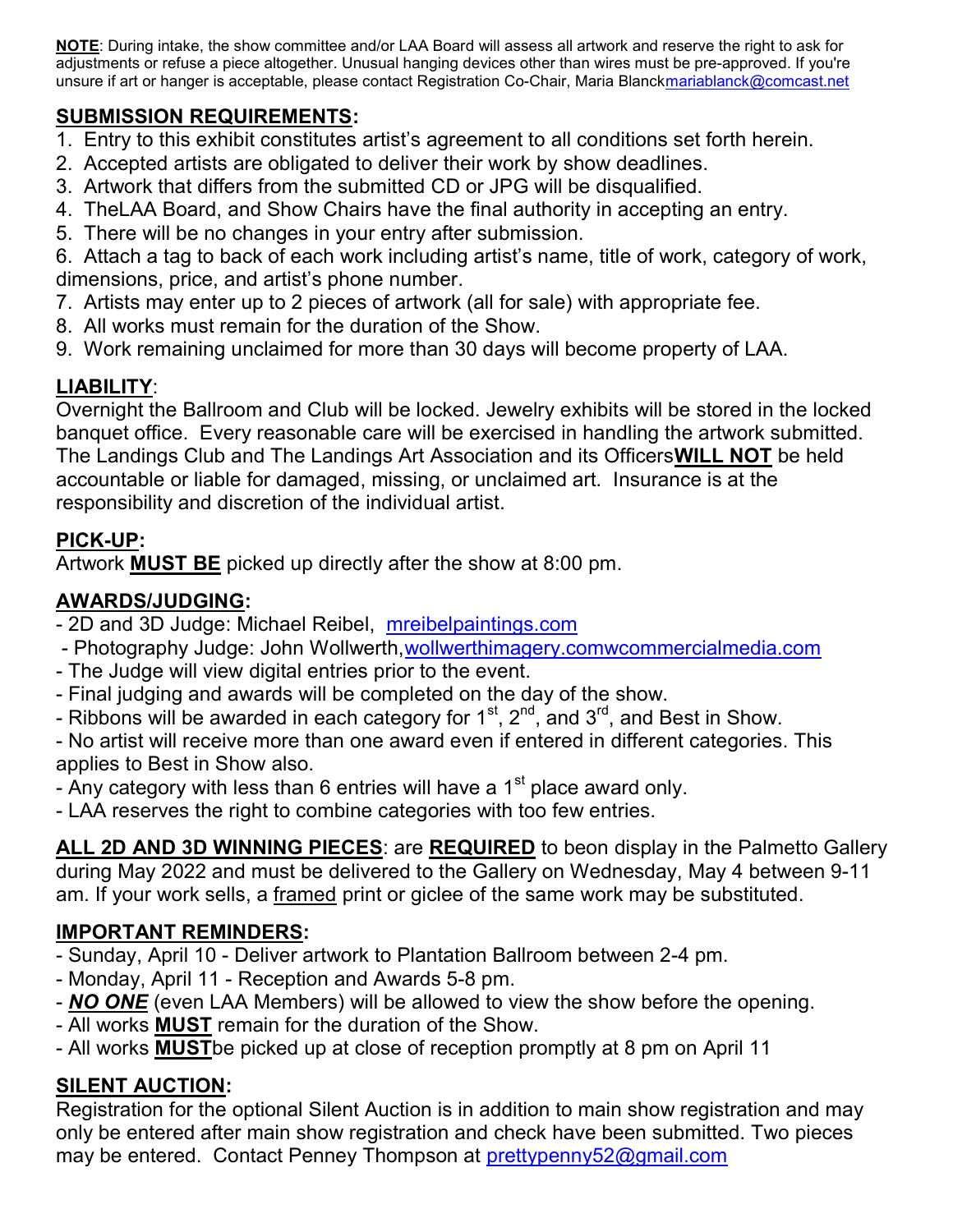**NOTE**: During intake, the show committee and/or LAA Board will assess all artwork and reserve the right to ask for adjustments or refuse a piece altogether. Unusual hanging devices other than wires must be pre-approved. If you're unsure if art or hanger is acceptable, please contact Registration Co-Chair, Maria Blanckmariablanck@comcast.net

## SUBMISSION REQUIREMENTS:

1. Entry to this exhibit constitutes artist's agreement to all conditions set forth herein.
2. Accepted artists are obligated to deliver their work by show deadlines.
3. Artwork that differs from the submitted CD or JPG will be disqualified.
4. TheLAA Board, and Show Chairs have the final authority in accepting an entry.
5. There will be no changes in your entry after submission.
6. Attach a tag to back of each work including artist's name, title of work, category of work, dimensions, price, and artist's phone number.
7. Artists may enter up to 2 pieces of artwork (all for sale) with appropriate fee.
8. All works must remain for the duration of the Show.
9. Work remaining unclaimed for more than 30 days will become property of LAA.

## LIABILITY:

Overnight the Ballroom and Club will be locked. Jewelry exhibits will be stored in the locked banquet office. Every reasonable care will be exercised in handling the artwork submitted. The Landings Club and The Landings Art Association and its Officers**WILL NOT** be held accountable or liable for damaged, missing, or unclaimed art. Insurance is at the responsibility and discretion of the individual artist.

## PICK-UP:

Artwork **MUST BE** picked up directly after the show at 8:00 pm.

## AWARDS/JUDGING:

- 2D and 3D Judge: Michael Reibel, mreibelpaintings.com
- Photography Judge: John Wollwerth,wollwerthimagery.comwcommercialmedia.com
- The Judge will view digital entries prior to the event.
- Final judging and awards will be completed on the day of the show.
- Ribbons will be awarded in each category for 1st, 2nd, and 3rd, and Best in Show.
- No artist will receive more than one award even if entered in different categories. This applies to Best in Show also.
- Any category with less than 6 entries will have a 1st place award only.
- LAA reserves the right to combine categories with too few entries.

**ALL 2D AND 3D WINNING PIECES**: are **REQUIRED** to beon display in the Palmetto Gallery during May 2022 and must be delivered to the Gallery on Wednesday, May 4 between 9-11 am. If your work sells, a framed print or giclee of the same work may be substituted.

## IMPORTANT REMINDERS:

- Sunday, April 10 - Deliver artwork to Plantation Ballroom between 2-4 pm.
- Monday, April 11 - Reception and Awards 5-8 pm.
- ***NO ONE*** (even LAA Members) will be allowed to view the show before the opening.
- All works **MUST** remain for the duration of the Show.
- All works **MUST**be picked up at close of reception promptly at 8 pm on April 11

## SILENT AUCTION:

Registration for the optional Silent Auction is in addition to main show registration and may only be entered after main show registration and check have been submitted. Two pieces may be entered. Contact Penney Thompson at prettypenny52@gmail.com